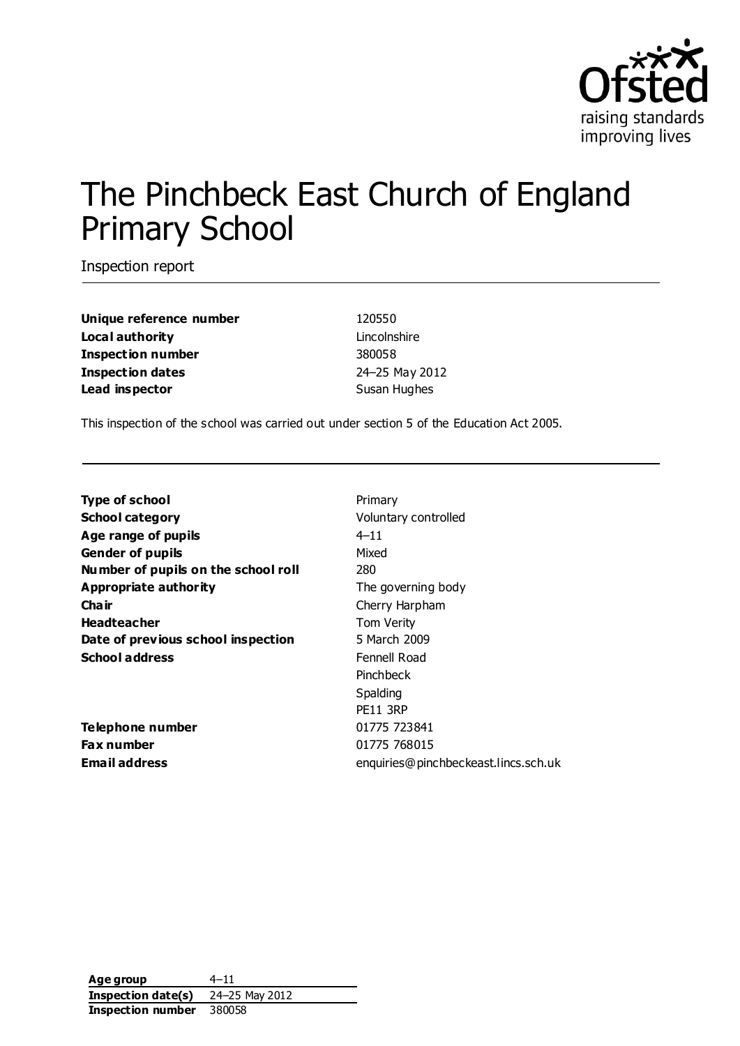# The Pinchbeck East Church of England Primary School

Inspection report

| | |
|---|---|
| **Unique reference number** | 120550 |
| **Local authority** | Lincolnshire |
| **Inspection number** | 380058 |
| **Inspection dates** | 24–25 May 2012 |
| **Lead inspector** | Susan Hughes |

This inspection of the school was carried out under section 5 of the Education Act 2005.

| | |
|---|---|
| **Type of school** | Primary |
| **School category** | Voluntary controlled |
| **Age range of pupils** | 4–11 |
| **Gender of pupils** | Mixed |
| **Number of pupils on the school roll** | 280 |
| **Appropriate authority** | The governing body |
| **Chair** | Cherry Harpham |
| **Headteacher** | Tom Verity |
| **Date of previous school inspection** | 5 March 2009 |
| **School address** | Fennell Road<br>Pinchbeck<br>Spalding<br>PE11 3RP |
| **Telephone number** | 01775 723841 |
| **Fax number** | 01775 768015 |
| **Email address** | enquiries@pinchbeckeast.lincs.sch.uk |

| | |
|---|---|
| **Age group** | 4–11 |
| **Inspection date(s)** | 24–25 May 2012 |
| **Inspection number** | 380058 |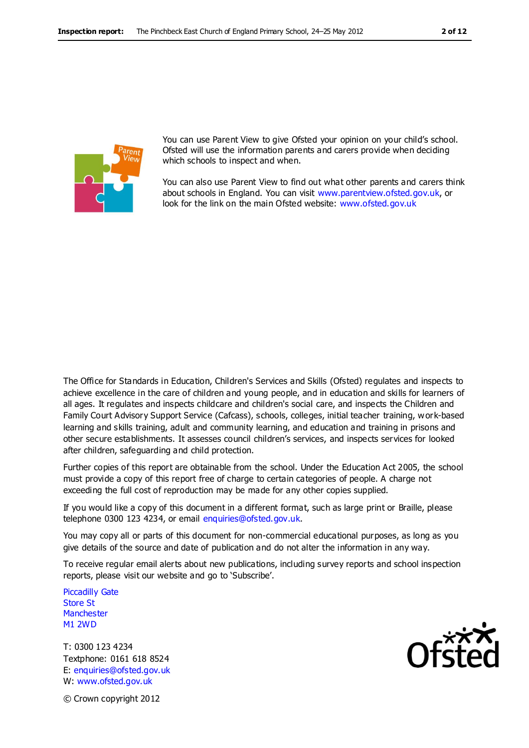You can use Parent View to give Ofsted your opinion on your child's school. Ofsted will use the information parents and carers provide when deciding which schools to inspect and when.

You can also use Parent View to find out what other parents and carers think about schools in England. You can visit www.parentview.ofsted.gov.uk, or look for the link on the main Ofsted website: www.ofsted.gov.uk

The Office for Standards in Education, Children's Services and Skills (Ofsted) regulates and inspects to achieve excellence in the care of children and young people, and in education and skills for learners of all ages. It regulates and inspects childcare and children's social care, and inspects the Children and Family Court Advisory Support Service (Cafcass), schools, colleges, initial teacher training, work-based learning and skills training, adult and community learning, and education and training in prisons and other secure establishments. It assesses council children's services, and inspects services for looked after children, safeguarding and child protection.

Further copies of this report are obtainable from the school. Under the Education Act 2005, the school must provide a copy of this report free of charge to certain categories of people. A charge not exceeding the full cost of reproduction may be made for any other copies supplied.

If you would like a copy of this document in a different format, such as large print or Braille, please telephone 0300 123 4234, or email enquiries@ofsted.gov.uk.

You may copy all or parts of this document for non-commercial educational purposes, as long as you give details of the source and date of publication and do not alter the information in any way.

To receive regular email alerts about new publications, including survey reports and school inspection reports, please visit our website and go to 'Subscribe'.

Piccadilly Gate
Store St
Manchester
M1 2WD

T: 0300 123 4234
Textphone: 0161 618 8524
E: enquiries@ofsted.gov.uk
W: www.ofsted.gov.uk

© Crown copyright 2012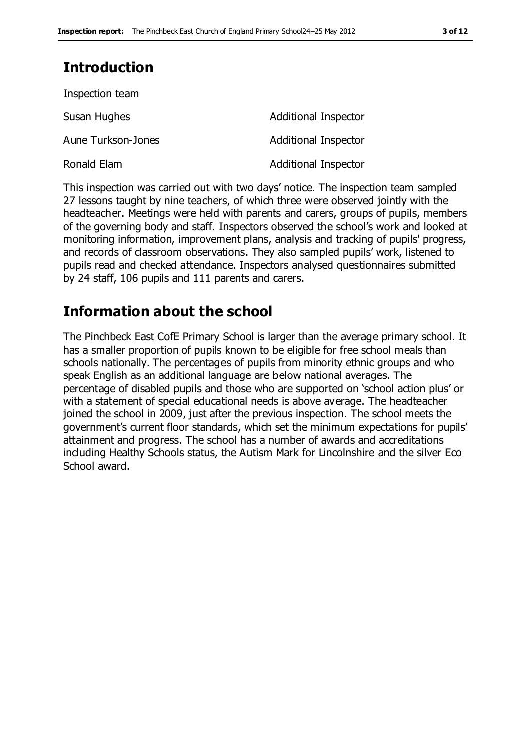## Introduction

Inspection team

| | |
|---|---|
| Susan Hughes | Additional Inspector |
| Aune Turkson-Jones | Additional Inspector |
| Ronald Elam | Additional Inspector |

This inspection was carried out with two days' notice. The inspection team sampled 27 lessons taught by nine teachers, of which three were observed jointly with the headteacher. Meetings were held with parents and carers, groups of pupils, members of the governing body and staff. Inspectors observed the school's work and looked at monitoring information, improvement plans, analysis and tracking of pupils' progress, and records of classroom observations. They also sampled pupils' work, listened to pupils read and checked attendance. Inspectors analysed questionnaires submitted by 24 staff, 106 pupils and 111 parents and carers.

## Information about the school

The Pinchbeck East CofE Primary School is larger than the average primary school. It has a smaller proportion of pupils known to be eligible for free school meals than schools nationally. The percentages of pupils from minority ethnic groups and who speak English as an additional language are below national averages. The percentage of disabled pupils and those who are supported on 'school action plus' or with a statement of special educational needs is above average. The headteacher joined the school in 2009, just after the previous inspection. The school meets the government's current floor standards, which set the minimum expectations for pupils' attainment and progress. The school has a number of awards and accreditations including Healthy Schools status, the Autism Mark for Lincolnshire and the silver Eco School award.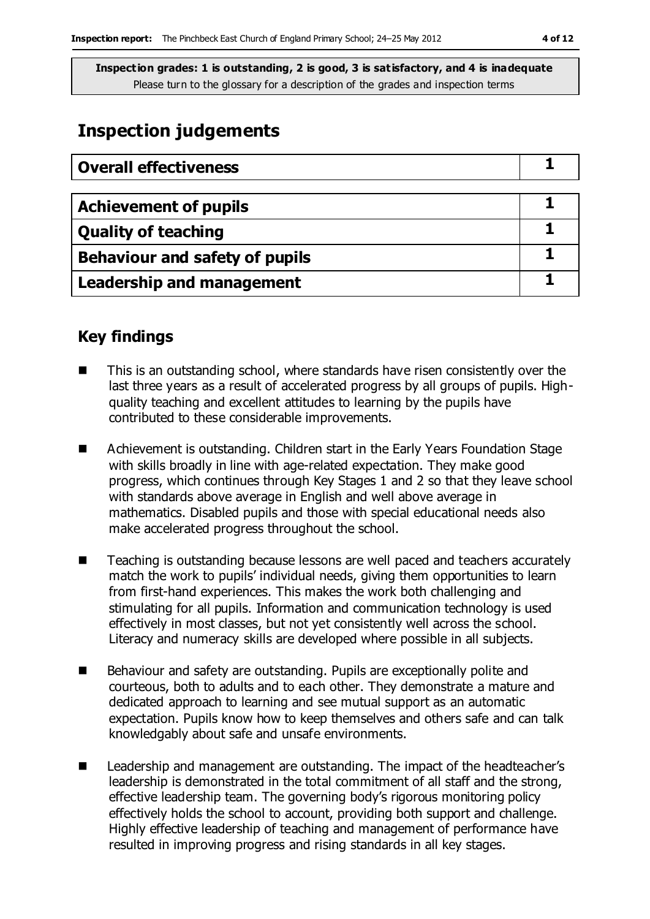**Inspection grades: 1 is outstanding, 2 is good, 3 is satisfactory, and 4 is inadequate**
Please turn to the glossary for a description of the grades and inspection terms

# Inspection judgements

| Overall effectiveness | 1 |
|---|---|

| Achievement of pupils | 1 |
|---|---|
| Quality of teaching | 1 |
| Behaviour and safety of pupils | 1 |
| Leadership and management | 1 |

## Key findings

- This is an outstanding school, where standards have risen consistently over the last three years as a result of accelerated progress by all groups of pupils. High-quality teaching and excellent attitudes to learning by the pupils have contributed to these considerable improvements.
- Achievement is outstanding. Children start in the Early Years Foundation Stage with skills broadly in line with age-related expectation. They make good progress, which continues through Key Stages 1 and 2 so that they leave school with standards above average in English and well above average in mathematics. Disabled pupils and those with special educational needs also make accelerated progress throughout the school.
- Teaching is outstanding because lessons are well paced and teachers accurately match the work to pupils' individual needs, giving them opportunities to learn from first-hand experiences. This makes the work both challenging and stimulating for all pupils. Information and communication technology is used effectively in most classes, but not yet consistently well across the school. Literacy and numeracy skills are developed where possible in all subjects.
- Behaviour and safety are outstanding. Pupils are exceptionally polite and courteous, both to adults and to each other. They demonstrate a mature and dedicated approach to learning and see mutual support as an automatic expectation. Pupils know how to keep themselves and others safe and can talk knowledgably about safe and unsafe environments.
- Leadership and management are outstanding. The impact of the headteacher's leadership is demonstrated in the total commitment of all staff and the strong, effective leadership team. The governing body's rigorous monitoring policy effectively holds the school to account, providing both support and challenge. Highly effective leadership of teaching and management of performance have resulted in improving progress and rising standards in all key stages.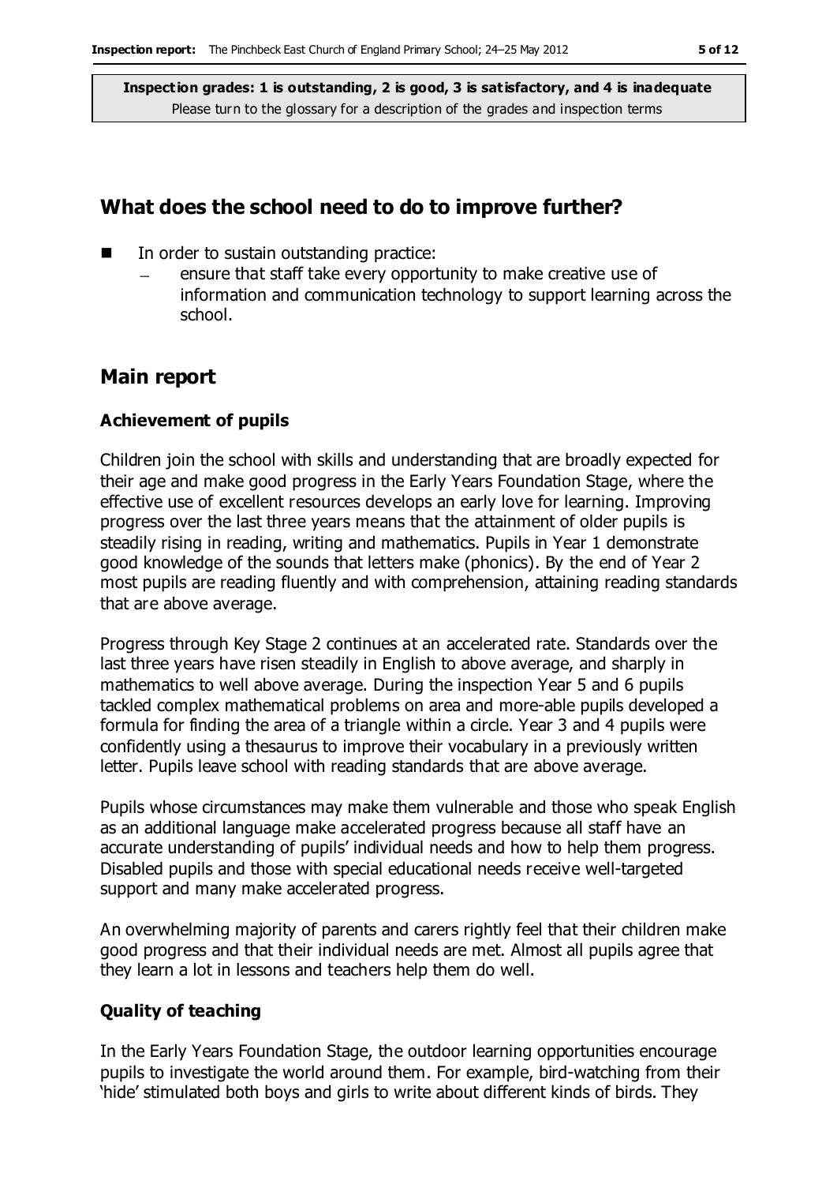**Inspection grades: 1 is outstanding, 2 is good, 3 is satisfactory, and 4 is inadequate**
Please turn to the glossary for a description of the grades and inspection terms

## What does the school need to do to improve further?

- In order to sustain outstanding practice:
  - ensure that staff take every opportunity to make creative use of information and communication technology to support learning across the school.

## Main report

### Achievement of pupils

Children join the school with skills and understanding that are broadly expected for their age and make good progress in the Early Years Foundation Stage, where the effective use of excellent resources develops an early love for learning. Improving progress over the last three years means that the attainment of older pupils is steadily rising in reading, writing and mathematics. Pupils in Year 1 demonstrate good knowledge of the sounds that letters make (phonics). By the end of Year 2 most pupils are reading fluently and with comprehension, attaining reading standards that are above average.

Progress through Key Stage 2 continues at an accelerated rate. Standards over the last three years have risen steadily in English to above average, and sharply in mathematics to well above average. During the inspection Year 5 and 6 pupils tackled complex mathematical problems on area and more-able pupils developed a formula for finding the area of a triangle within a circle. Year 3 and 4 pupils were confidently using a thesaurus to improve their vocabulary in a previously written letter. Pupils leave school with reading standards that are above average.

Pupils whose circumstances may make them vulnerable and those who speak English as an additional language make accelerated progress because all staff have an accurate understanding of pupils' individual needs and how to help them progress. Disabled pupils and those with special educational needs receive well-targeted support and many make accelerated progress.

An overwhelming majority of parents and carers rightly feel that their children make good progress and that their individual needs are met. Almost all pupils agree that they learn a lot in lessons and teachers help them do well.

### Quality of teaching

In the Early Years Foundation Stage, the outdoor learning opportunities encourage pupils to investigate the world around them. For example, bird-watching from their 'hide' stimulated both boys and girls to write about different kinds of birds. They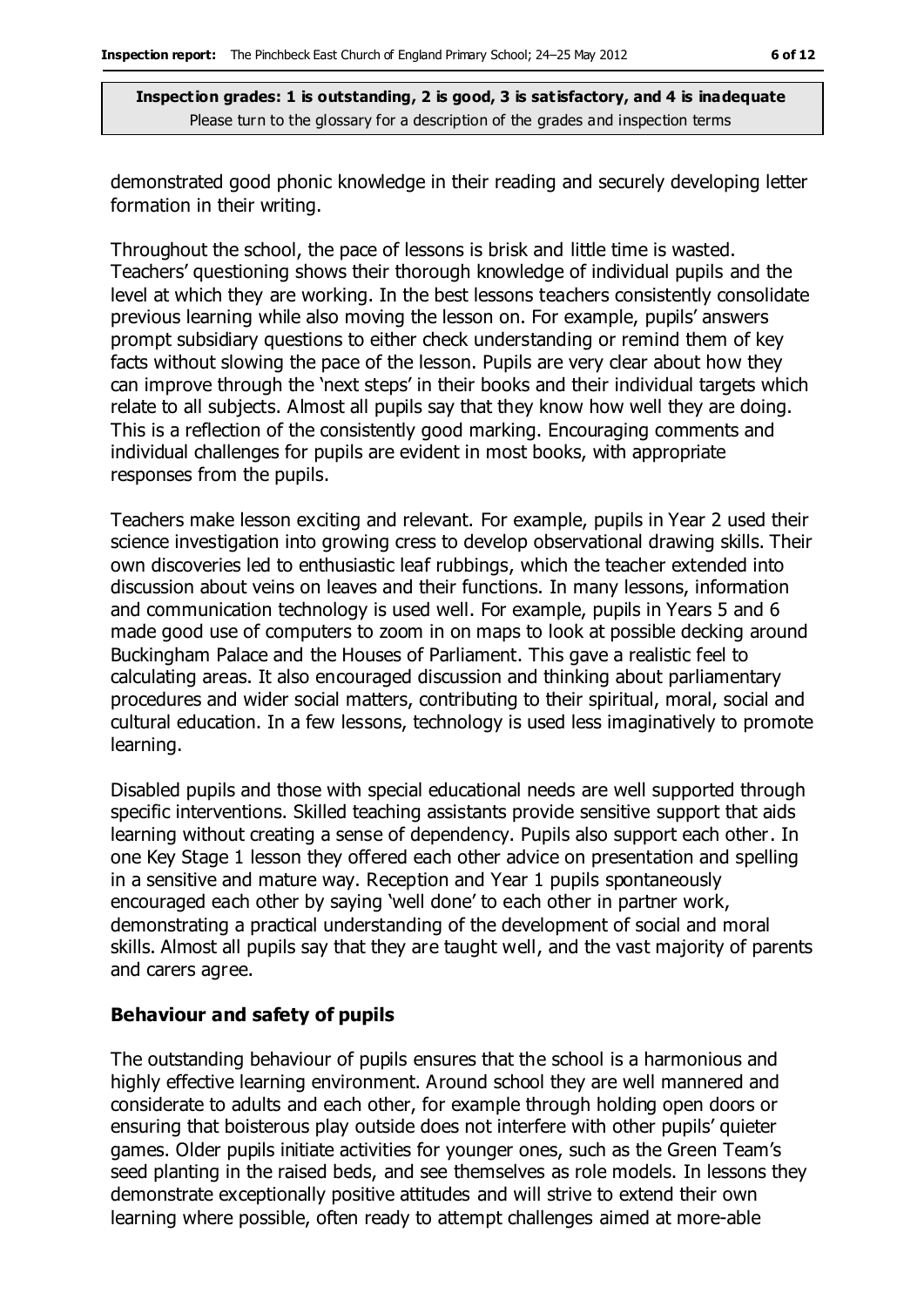demonstrated good phonic knowledge in their reading and securely developing letter formation in their writing.

Throughout the school, the pace of lessons is brisk and little time is wasted. Teachers' questioning shows their thorough knowledge of individual pupils and the level at which they are working. In the best lessons teachers consistently consolidate previous learning while also moving the lesson on. For example, pupils' answers prompt subsidiary questions to either check understanding or remind them of key facts without slowing the pace of the lesson. Pupils are very clear about how they can improve through the 'next steps' in their books and their individual targets which relate to all subjects. Almost all pupils say that they know how well they are doing. This is a reflection of the consistently good marking. Encouraging comments and individual challenges for pupils are evident in most books, with appropriate responses from the pupils.

Teachers make lesson exciting and relevant. For example, pupils in Year 2 used their science investigation into growing cress to develop observational drawing skills. Their own discoveries led to enthusiastic leaf rubbings, which the teacher extended into discussion about veins on leaves and their functions. In many lessons, information and communication technology is used well. For example, pupils in Years 5 and 6 made good use of computers to zoom in on maps to look at possible decking around Buckingham Palace and the Houses of Parliament. This gave a realistic feel to calculating areas. It also encouraged discussion and thinking about parliamentary procedures and wider social matters, contributing to their spiritual, moral, social and cultural education. In a few lessons, technology is used less imaginatively to promote learning.

Disabled pupils and those with special educational needs are well supported through specific interventions. Skilled teaching assistants provide sensitive support that aids learning without creating a sense of dependency. Pupils also support each other. In one Key Stage 1 lesson they offered each other advice on presentation and spelling in a sensitive and mature way. Reception and Year 1 pupils spontaneously encouraged each other by saying 'well done' to each other in partner work, demonstrating a practical understanding of the development of social and moral skills. Almost all pupils say that they are taught well, and the vast majority of parents and carers agree.

### Behaviour and safety of pupils

The outstanding behaviour of pupils ensures that the school is a harmonious and highly effective learning environment. Around school they are well mannered and considerate to adults and each other, for example through holding open doors or ensuring that boisterous play outside does not interfere with other pupils' quieter games. Older pupils initiate activities for younger ones, such as the Green Team's seed planting in the raised beds, and see themselves as role models. In lessons they demonstrate exceptionally positive attitudes and will strive to extend their own learning where possible, often ready to attempt challenges aimed at more-able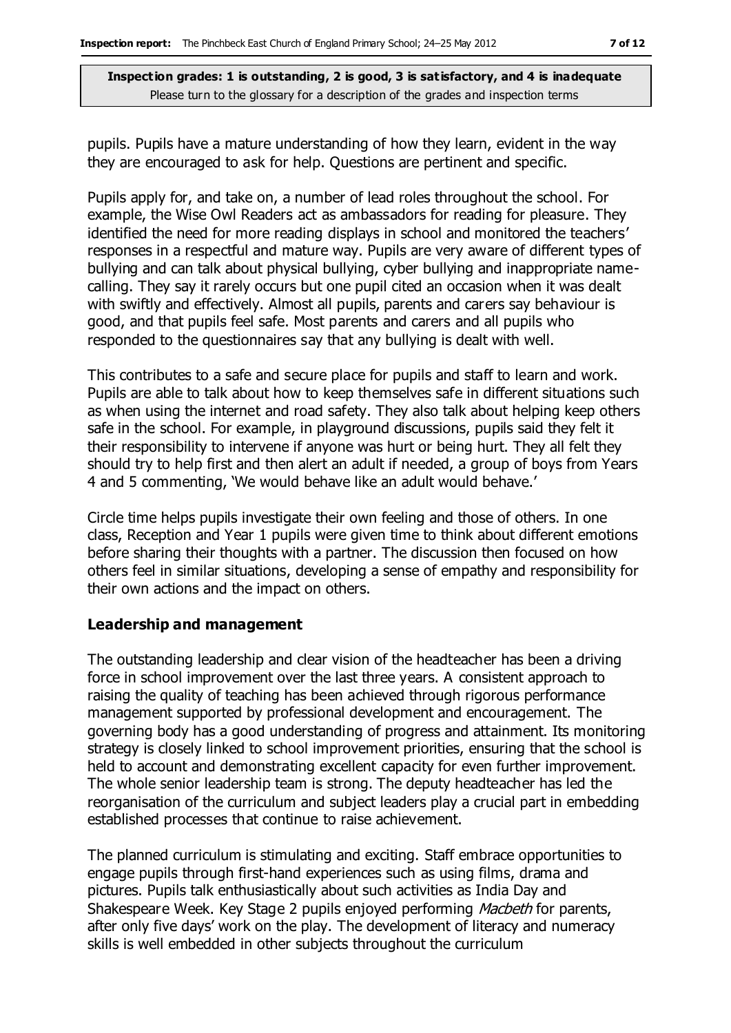pupils. Pupils have a mature understanding of how they learn, evident in the way they are encouraged to ask for help. Questions are pertinent and specific.

Pupils apply for, and take on, a number of lead roles throughout the school. For example, the Wise Owl Readers act as ambassadors for reading for pleasure. They identified the need for more reading displays in school and monitored the teachers' responses in a respectful and mature way. Pupils are very aware of different types of bullying and can talk about physical bullying, cyber bullying and inappropriate name-calling. They say it rarely occurs but one pupil cited an occasion when it was dealt with swiftly and effectively. Almost all pupils, parents and carers say behaviour is good, and that pupils feel safe. Most parents and carers and all pupils who responded to the questionnaires say that any bullying is dealt with well.

This contributes to a safe and secure place for pupils and staff to learn and work. Pupils are able to talk about how to keep themselves safe in different situations such as when using the internet and road safety. They also talk about helping keep others safe in the school. For example, in playground discussions, pupils said they felt it their responsibility to intervene if anyone was hurt or being hurt. They all felt they should try to help first and then alert an adult if needed, a group of boys from Years 4 and 5 commenting, 'We would behave like an adult would behave.'

Circle time helps pupils investigate their own feeling and those of others. In one class, Reception and Year 1 pupils were given time to think about different emotions before sharing their thoughts with a partner. The discussion then focused on how others feel in similar situations, developing a sense of empathy and responsibility for their own actions and the impact on others.

### Leadership and management

The outstanding leadership and clear vision of the headteacher has been a driving force in school improvement over the last three years. A consistent approach to raising the quality of teaching has been achieved through rigorous performance management supported by professional development and encouragement. The governing body has a good understanding of progress and attainment. Its monitoring strategy is closely linked to school improvement priorities, ensuring that the school is held to account and demonstrating excellent capacity for even further improvement. The whole senior leadership team is strong. The deputy headteacher has led the reorganisation of the curriculum and subject leaders play a crucial part in embedding established processes that continue to raise achievement.

The planned curriculum is stimulating and exciting. Staff embrace opportunities to engage pupils through first-hand experiences such as using films, drama and pictures. Pupils talk enthusiastically about such activities as India Day and Shakespeare Week. Key Stage 2 pupils enjoyed performing *Macbeth* for parents, after only five days' work on the play. The development of literacy and numeracy skills is well embedded in other subjects throughout the curriculum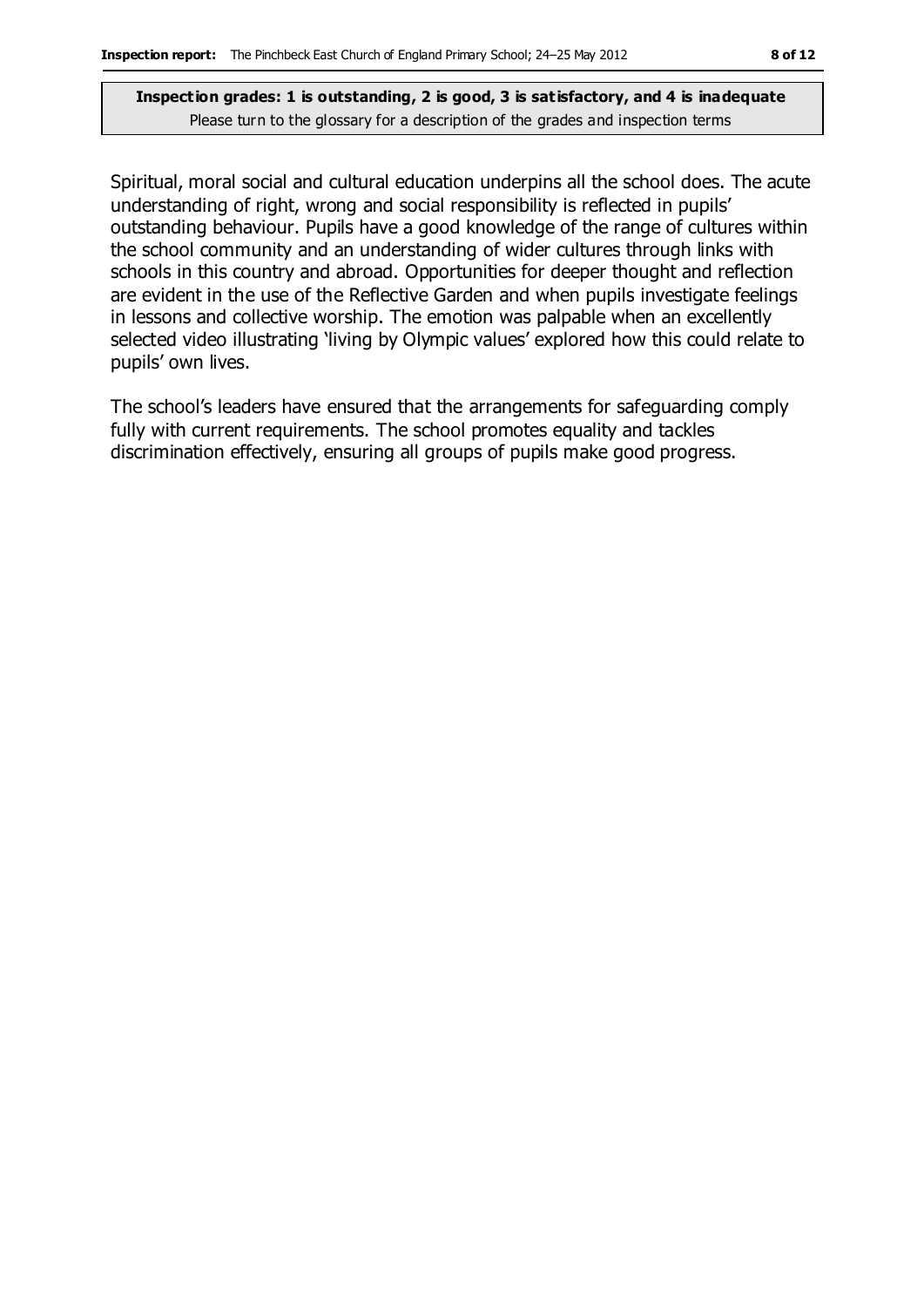**Inspection grades: 1 is outstanding, 2 is good, 3 is satisfactory, and 4 is inadequate**
Please turn to the glossary for a description of the grades and inspection terms

Spiritual, moral social and cultural education underpins all the school does. The acute understanding of right, wrong and social responsibility is reflected in pupils' outstanding behaviour. Pupils have a good knowledge of the range of cultures within the school community and an understanding of wider cultures through links with schools in this country and abroad. Opportunities for deeper thought and reflection are evident in the use of the Reflective Garden and when pupils investigate feelings in lessons and collective worship. The emotion was palpable when an excellently selected video illustrating 'living by Olympic values' explored how this could relate to pupils' own lives.

The school's leaders have ensured that the arrangements for safeguarding comply fully with current requirements. The school promotes equality and tackles discrimination effectively, ensuring all groups of pupils make good progress.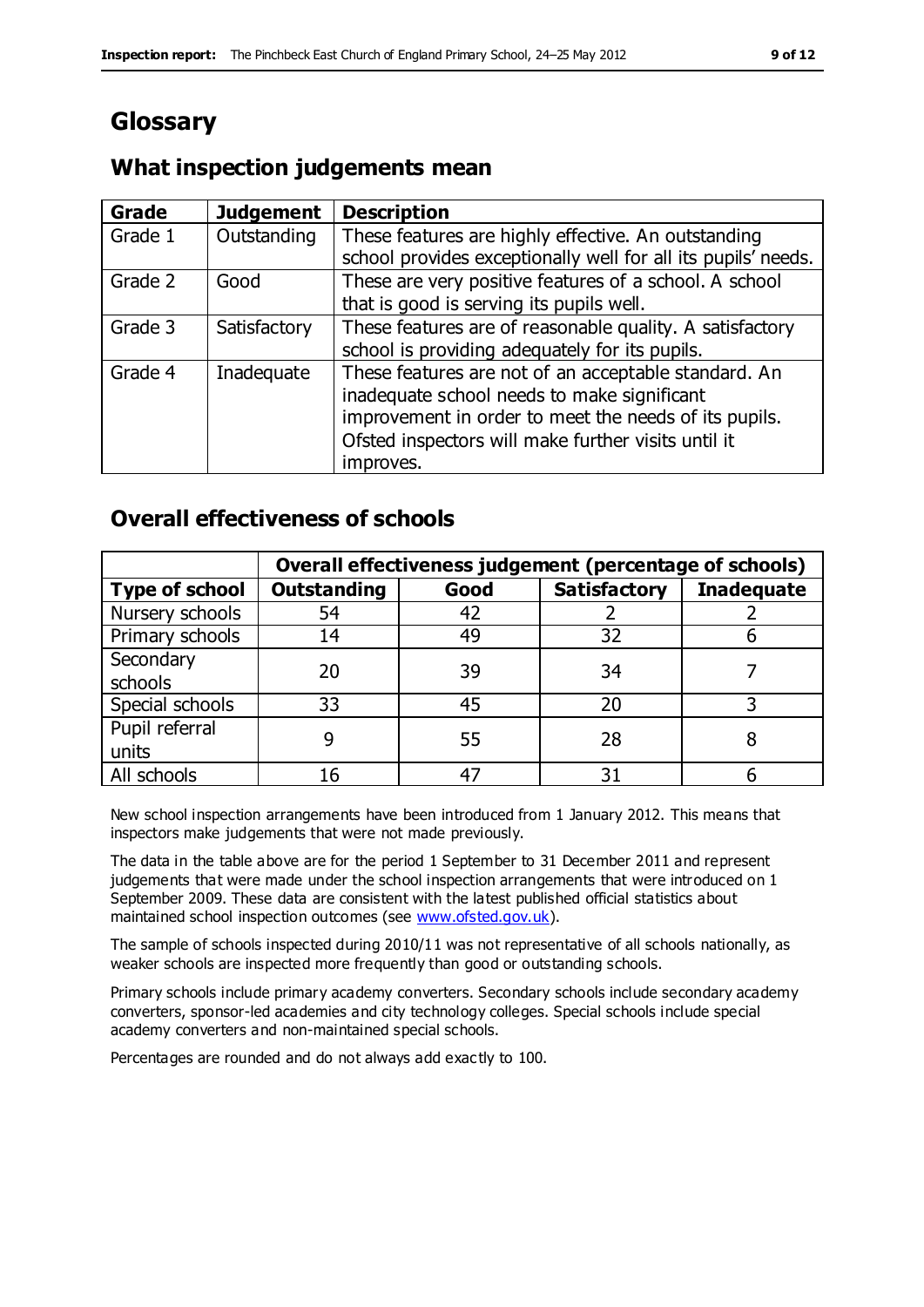# Glossary

## What inspection judgements mean

| Grade | Judgement | Description |
|---|---|---|
| Grade 1 | Outstanding | These features are highly effective. An outstanding school provides exceptionally well for all its pupils' needs. |
| Grade 2 | Good | These are very positive features of a school. A school that is good is serving its pupils well. |
| Grade 3 | Satisfactory | These features are of reasonable quality. A satisfactory school is providing adequately for its pupils. |
| Grade 4 | Inadequate | These features are not of an acceptable standard. An inadequate school needs to make significant improvement in order to meet the needs of its pupils. Ofsted inspectors will make further visits until it improves. |

## Overall effectiveness of schools

| | Overall effectiveness judgement (percentage of schools) | | | |
|---|---|---|---|---|
| Type of school | Outstanding | Good | Satisfactory | Inadequate |
| Nursery schools | 54 | 42 | 2 | 2 |
| Primary schools | 14 | 49 | 32 | 6 |
| Secondary schools | 20 | 39 | 34 | 7 |
| Special schools | 33 | 45 | 20 | 3 |
| Pupil referral units | 9 | 55 | 28 | 8 |
| All schools | 16 | 47 | 31 | 6 |

New school inspection arrangements have been introduced from 1 January 2012. This means that inspectors make judgements that were not made previously.

The data in the table above are for the period 1 September to 31 December 2011 and represent judgements that were made under the school inspection arrangements that were introduced on 1 September 2009. These data are consistent with the latest published official statistics about maintained school inspection outcomes (see www.ofsted.gov.uk).

The sample of schools inspected during 2010/11 was not representative of all schools nationally, as weaker schools are inspected more frequently than good or outstanding schools.

Primary schools include primary academy converters. Secondary schools include secondary academy converters, sponsor-led academies and city technology colleges. Special schools include special academy converters and non-maintained special schools.

Percentages are rounded and do not always add exactly to 100.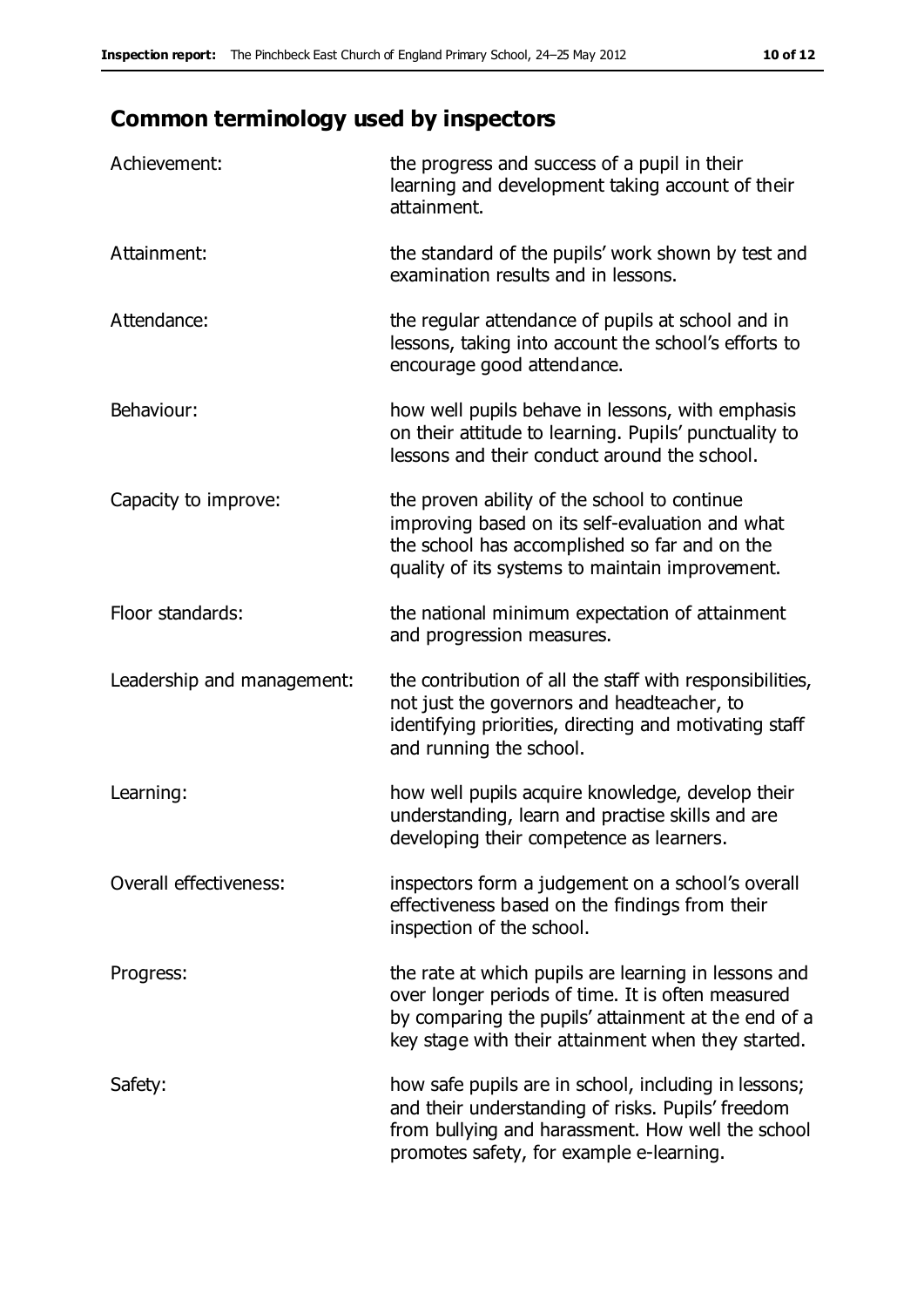## Common terminology used by inspectors

| | |
|---|---|
| Achievement: | the progress and success of a pupil in their learning and development taking account of their attainment. |
| Attainment: | the standard of the pupils' work shown by test and examination results and in lessons. |
| Attendance: | the regular attendance of pupils at school and in lessons, taking into account the school's efforts to encourage good attendance. |
| Behaviour: | how well pupils behave in lessons, with emphasis on their attitude to learning. Pupils' punctuality to lessons and their conduct around the school. |
| Capacity to improve: | the proven ability of the school to continue improving based on its self-evaluation and what the school has accomplished so far and on the quality of its systems to maintain improvement. |
| Floor standards: | the national minimum expectation of attainment and progression measures. |
| Leadership and management: | the contribution of all the staff with responsibilities, not just the governors and headteacher, to identifying priorities, directing and motivating staff and running the school. |
| Learning: | how well pupils acquire knowledge, develop their understanding, learn and practise skills and are developing their competence as learners. |
| Overall effectiveness: | inspectors form a judgement on a school's overall effectiveness based on the findings from their inspection of the school. |
| Progress: | the rate at which pupils are learning in lessons and over longer periods of time. It is often measured by comparing the pupils' attainment at the end of a key stage with their attainment when they started. |
| Safety: | how safe pupils are in school, including in lessons; and their understanding of risks. Pupils' freedom from bullying and harassment. How well the school promotes safety, for example e-learning. |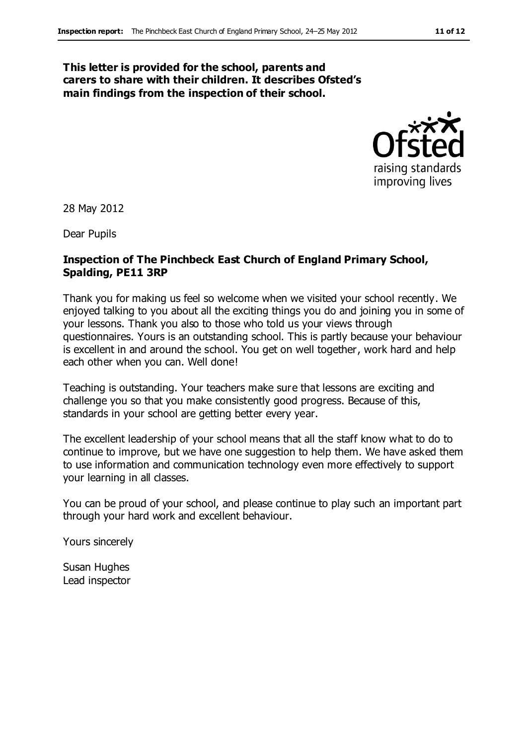**This letter is provided for the school, parents and carers to share with their children. It describes Ofsted's main findings from the inspection of their school.**

28 May 2012

Dear Pupils

**Inspection of The Pinchbeck East Church of England Primary School, Spalding, PE11 3RP**

Thank you for making us feel so welcome when we visited your school recently. We enjoyed talking to you about all the exciting things you do and joining you in some of your lessons. Thank you also to those who told us your views through questionnaires. Yours is an outstanding school. This is partly because your behaviour is excellent in and around the school. You get on well together, work hard and help each other when you can. Well done!

Teaching is outstanding. Your teachers make sure that lessons are exciting and challenge you so that you make consistently good progress. Because of this, standards in your school are getting better every year.

The excellent leadership of your school means that all the staff know what to do to continue to improve, but we have one suggestion to help them. We have asked them to use information and communication technology even more effectively to support your learning in all classes.

You can be proud of your school, and please continue to play such an important part through your hard work and excellent behaviour.

Yours sincerely

Susan Hughes
Lead inspector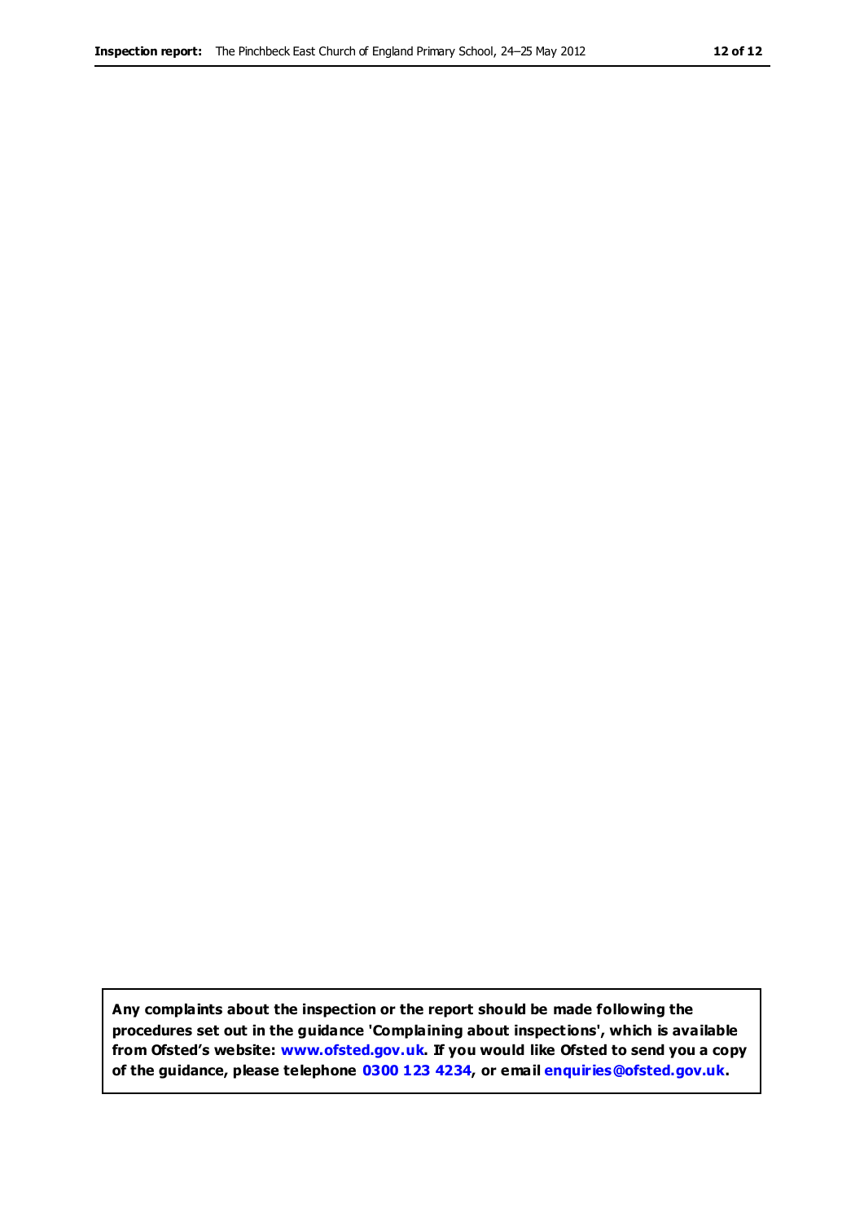**Any complaints about the inspection or the report should be made following the procedures set out in the guidance 'Complaining about inspections', which is available from Ofsted's website: www.ofsted.gov.uk. If you would like Ofsted to send you a copy of the guidance, please telephone 0300 123 4234, or email enquiries@ofsted.gov.uk.**